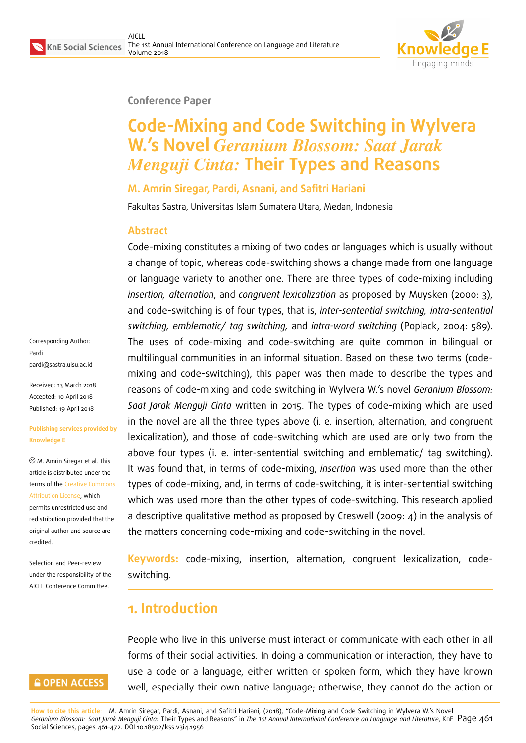Conference Paper

# Code-Mixing and Code Switching in Wylvera W.'s Novel *Geranium Blossom: Saat Jarak Menguji Cinta:* Their Types and Reasons

**M. Amrin Siregar, Pardi, Asnani, and Safitri Hariani**

Fakultas Sastra, Universitas Islam Sumatera Utara, Medan, Indonesia

Corresponding Author:
Pardi
pardi@sastra.uisu.ac.id

Received: 13 March 2018
Accepted: 10 April 2018
Published: 19 April 2018

**Publishing services provided by Knowledge E**

© M. Amrin Siregar et al. This article is distributed under the terms of the Creative Commons Attribution License, which permits unrestricted use and redistribution provided that the original author and source are credited.

Selection and Peer-review under the responsibility of the AICLL Conference Committee.

## Abstract

Code-mixing constitutes a mixing of two codes or languages which is usually without a change of topic, whereas code-switching shows a change made from one language or language variety to another one. There are three types of code-mixing including *insertion, alternation*, and *congruent lexicalization* as proposed by Muysken (2000: 3), and code-switching is of four types, that is, *inter-sentential switching, intra-sentential switching, emblematic/ tag switching,* and *intra-word switching* (Poplack, 2004: 589). The uses of code-mixing and code-switching are quite common in bilingual or multilingual communities in an informal situation. Based on these two terms (code-mixing and code-switching), this paper was then made to describe the types and reasons of code-mixing and code switching in Wylvera W.'s novel *Geranium Blossom: Saat Jarak Menguji Cinta* written in 2015. The types of code-mixing which are used in the novel are all the three types above (i. e. insertion, alternation, and congruent lexicalization), and those of code-switching which are used are only two from the above four types (i. e. inter-sentential switching and emblematic/ tag switching). It was found that, in terms of code-mixing, *insertion* was used more than the other types of code-mixing, and, in terms of code-switching, it is inter-sentential switching which was used more than the other types of code-switching. This research applied a descriptive qualitative method as proposed by Creswell (2009: 4) in the analysis of the matters concerning code-mixing and code-switching in the novel.

**Keywords:** code-mixing, insertion, alternation, congruent lexicalization, code-switching.

## 1. Introduction

People who live in this universe must interact or communicate with each other in all forms of their social activities. In doing a communication or interaction, they have to use a code or a language, either written or spoken form, which they have known well, especially their own native language; otherwise, they cannot do the action or

How to cite this article: M. Amrin Siregar, Pardi, Asnani, and Safitri Hariani, (2018), "Code-Mixing and Code Switching in Wylvera W.'s Novel *Geranium Blossom: Saat Jarak Menguji Cinta:* Their Types and Reasons" in *The 1st Annual International Conference on Language and Literature*, KnE Social Sciences, pages 461–472. DOI 10.18502/kss.v3i4.1956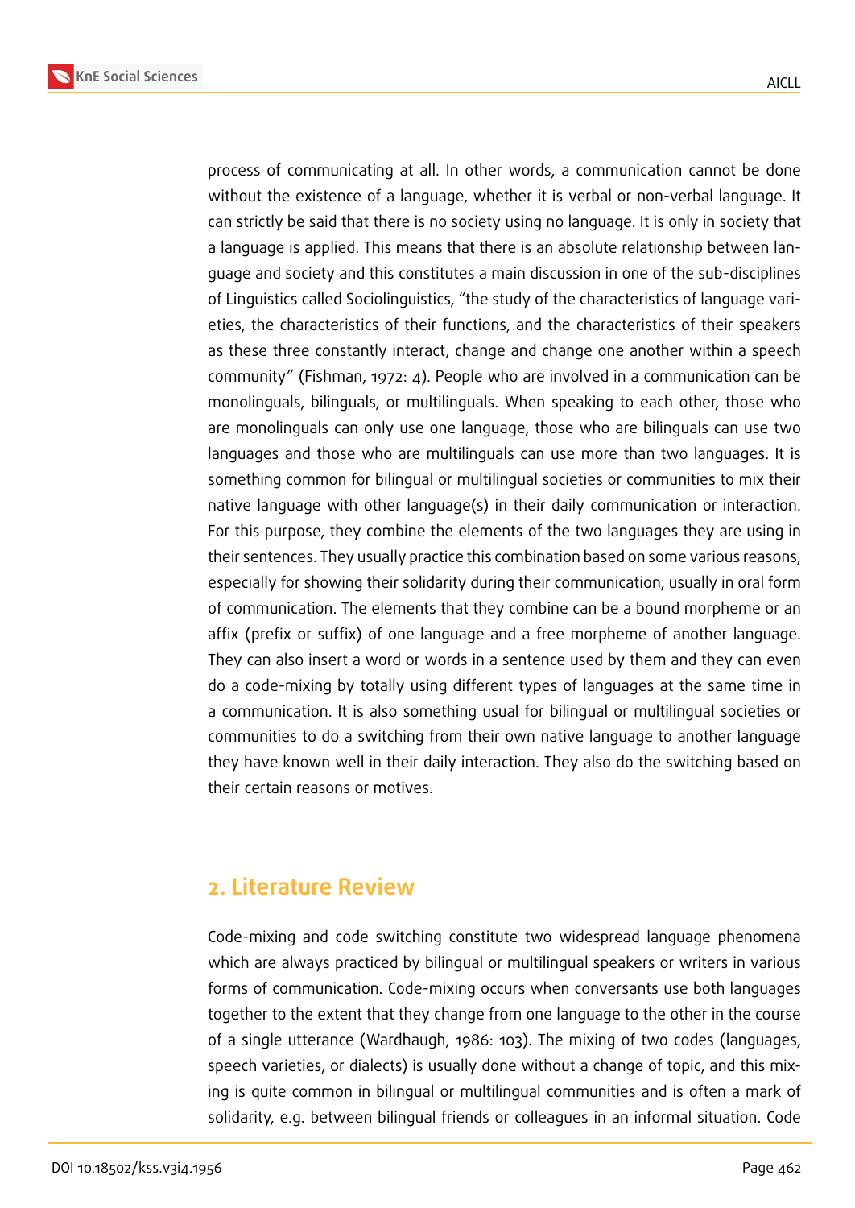process of communicating at all. In other words, a communication cannot be done without the existence of a language, whether it is verbal or non-verbal language. It can strictly be said that there is no society using no language. It is only in society that a language is applied. This means that there is an absolute relationship between language and society and this constitutes a main discussion in one of the sub-disciplines of Linguistics called Sociolinguistics, "the study of the characteristics of language varieties, the characteristics of their functions, and the characteristics of their speakers as these three constantly interact, change and change one another within a speech community" (Fishman, 1972: 4). People who are involved in a communication can be monolinguals, bilinguals, or multilinguals. When speaking to each other, those who are monolinguals can only use one language, those who are bilinguals can use two languages and those who are multilinguals can use more than two languages. It is something common for bilingual or multilingual societies or communities to mix their native language with other language(s) in their daily communication or interaction. For this purpose, they combine the elements of the two languages they are using in their sentences. They usually practice this combination based on some various reasons, especially for showing their solidarity during their communication, usually in oral form of communication. The elements that they combine can be a bound morpheme or an affix (prefix or suffix) of one language and a free morpheme of another language. They can also insert a word or words in a sentence used by them and they can even do a code-mixing by totally using different types of languages at the same time in a communication. It is also something usual for bilingual or multilingual societies or communities to do a switching from their own native language to another language they have known well in their daily interaction. They also do the switching based on their certain reasons or motives.

## 2. Literature Review

Code-mixing and code switching constitute two widespread language phenomena which are always practiced by bilingual or multilingual speakers or writers in various forms of communication. Code-mixing occurs when conversants use both languages together to the extent that they change from one language to the other in the course of a single utterance (Wardhaugh, 1986: 103). The mixing of two codes (languages, speech varieties, or dialects) is usually done without a change of topic, and this mixing is quite common in bilingual or multilingual communities and is often a mark of solidarity, e.g. between bilingual friends or colleagues in an informal situation. Code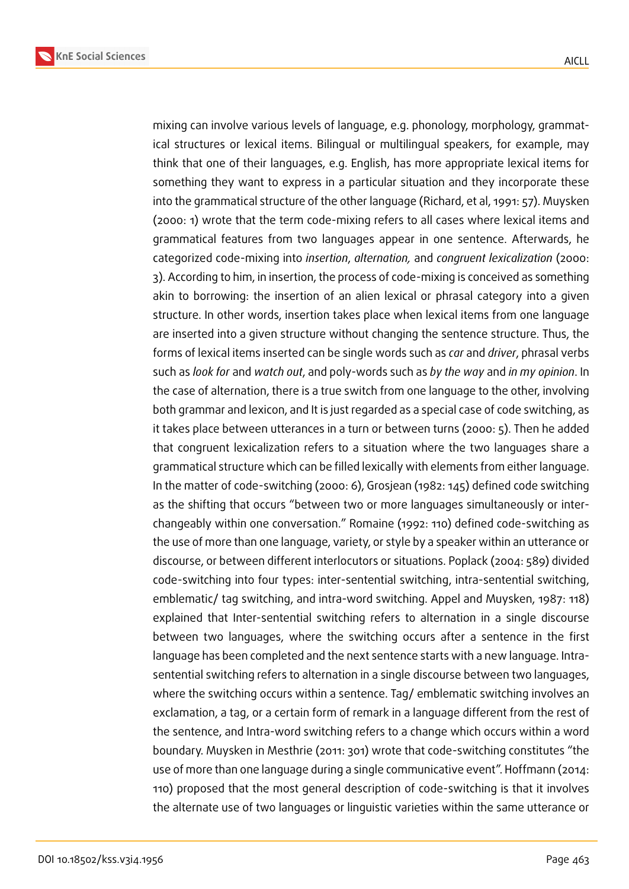mixing can involve various levels of language, e.g. phonology, morphology, grammatical structures or lexical items. Bilingual or multilingual speakers, for example, may think that one of their languages, e.g. English, has more appropriate lexical items for something they want to express in a particular situation and they incorporate these into the grammatical structure of the other language (Richard, et al, 1991: 57). Muysken (2000: 1) wrote that the term code-mixing refers to all cases where lexical items and grammatical features from two languages appear in one sentence. Afterwards, he categorized code-mixing into *insertion*, *alternation,* and *congruent lexicalization* (2000: 3). According to him, in insertion, the process of code-mixing is conceived as something akin to borrowing: the insertion of an alien lexical or phrasal category into a given structure. In other words, insertion takes place when lexical items from one language are inserted into a given structure without changing the sentence structure. Thus, the forms of lexical items inserted can be single words such as *car* and *driver*, phrasal verbs such as *look for* and *watch out*, and poly-words such as *by the way* and *in my opinion*. In the case of alternation, there is a true switch from one language to the other, involving both grammar and lexicon, and It is just regarded as a special case of code switching, as it takes place between utterances in a turn or between turns (2000: 5). Then he added that congruent lexicalization refers to a situation where the two languages share a grammatical structure which can be filled lexically with elements from either language. In the matter of code-switching (2000: 6), Grosjean (1982: 145) defined code switching as the shifting that occurs "between two or more languages simultaneously or interchangeably within one conversation." Romaine (1992: 110) defined code-switching as the use of more than one language, variety, or style by a speaker within an utterance or discourse, or between different interlocutors or situations. Poplack (2004: 589) divided code-switching into four types: inter-sentential switching, intra-sentential switching, emblematic/ tag switching, and intra-word switching. Appel and Muysken, 1987: 118) explained that Inter-sentential switching refers to alternation in a single discourse between two languages, where the switching occurs after a sentence in the first language has been completed and the next sentence starts with a new language. Intra-sentential switching refers to alternation in a single discourse between two languages, where the switching occurs within a sentence. Tag/ emblematic switching involves an exclamation, a tag, or a certain form of remark in a language different from the rest of the sentence, and Intra-word switching refers to a change which occurs within a word boundary. Muysken in Mesthrie (2011: 301) wrote that code-switching constitutes "the use of more than one language during a single communicative event". Hoffmann (2014: 110) proposed that the most general description of code-switching is that it involves the alternate use of two languages or linguistic varieties within the same utterance or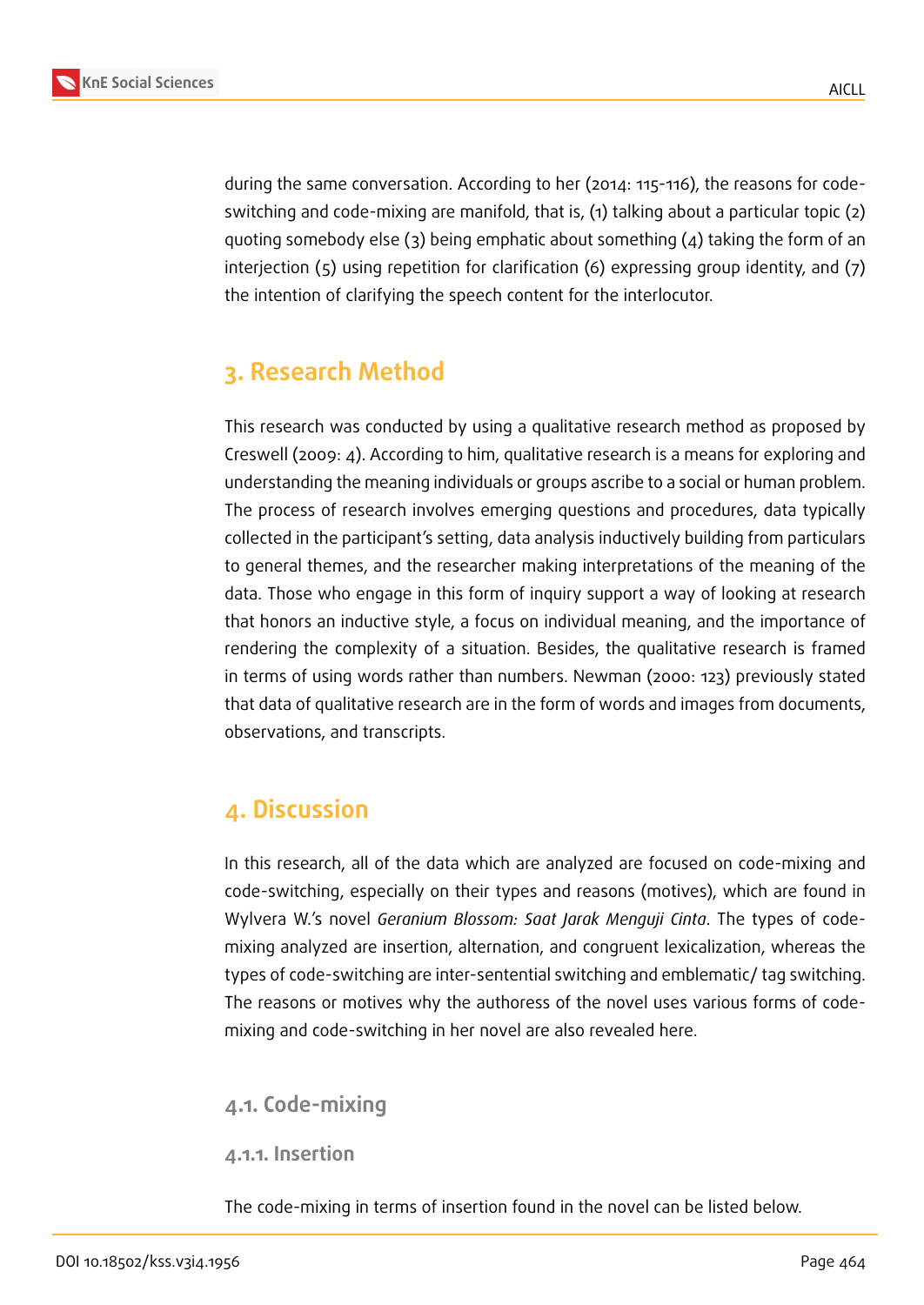during the same conversation. According to her (2014: 115-116), the reasons for code-switching and code-mixing are manifold, that is, (1) talking about a particular topic (2) quoting somebody else (3) being emphatic about something (4) taking the form of an interjection (5) using repetition for clarification (6) expressing group identity, and (7) the intention of clarifying the speech content for the interlocutor.

## 3. Research Method

This research was conducted by using a qualitative research method as proposed by Creswell (2009: 4). According to him, qualitative research is a means for exploring and understanding the meaning individuals or groups ascribe to a social or human problem. The process of research involves emerging questions and procedures, data typically collected in the participant's setting, data analysis inductively building from particulars to general themes, and the researcher making interpretations of the meaning of the data. Those who engage in this form of inquiry support a way of looking at research that honors an inductive style, a focus on individual meaning, and the importance of rendering the complexity of a situation. Besides, the qualitative research is framed in terms of using words rather than numbers. Newman (2000: 123) previously stated that data of qualitative research are in the form of words and images from documents, observations, and transcripts.

## 4. Discussion

In this research, all of the data which are analyzed are focused on code-mixing and code-switching, especially on their types and reasons (motives), which are found in Wylvera W.'s novel *Geranium Blossom: Saat Jarak Menguji Cinta*. The types of code-mixing analyzed are insertion, alternation, and congruent lexicalization, whereas the types of code-switching are inter-sentential switching and emblematic/ tag switching. The reasons or motives why the authoress of the novel uses various forms of code-mixing and code-switching in her novel are also revealed here.

### 4.1. Code-mixing

#### 4.1.1. Insertion

The code-mixing in terms of insertion found in the novel can be listed below.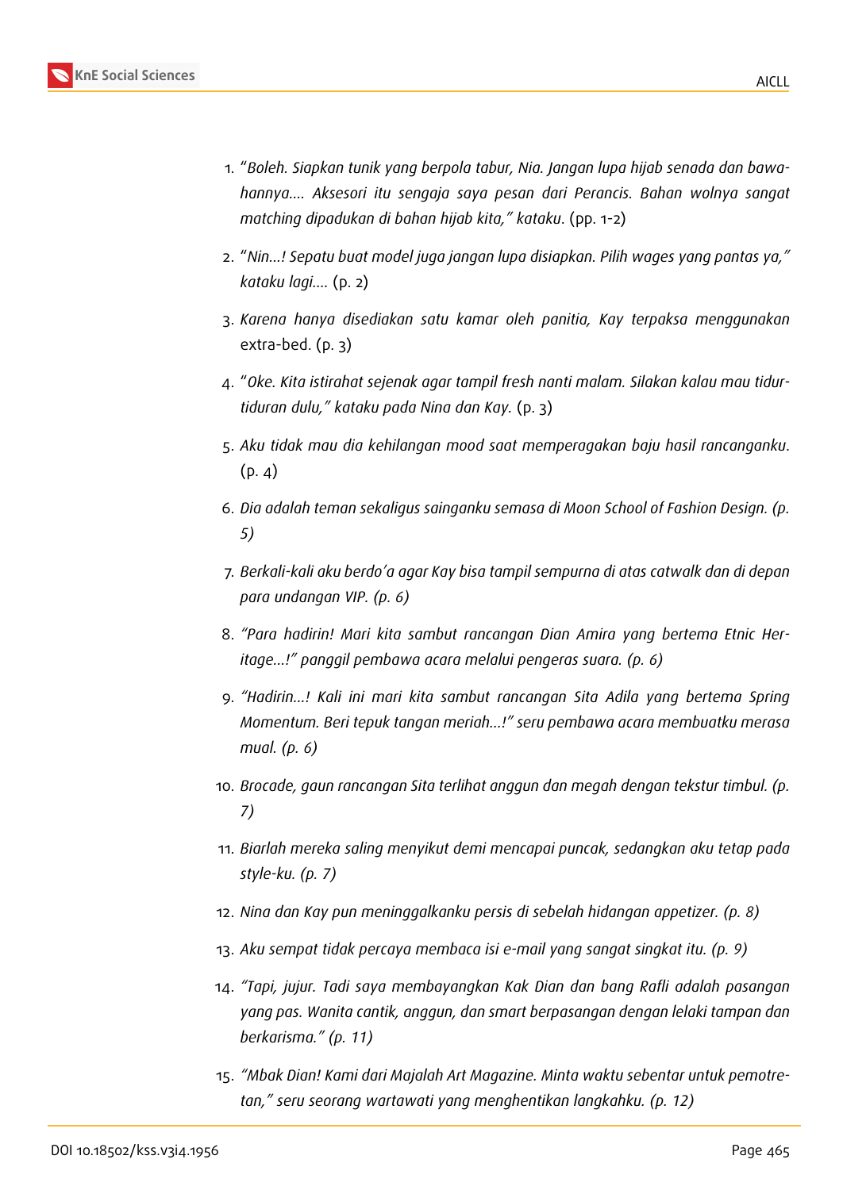1. “*Boleh. Siapkan tunik yang berpola tabur, Nia. Jangan lupa hijab senada dan bawahannya.... Aksesori itu sengaja saya pesan dari Perancis. Bahan wolnya sangat matching dipadukan di bahan hijab kita,” kataku*. (pp. 1-2)
2. “*Nin...! Sepatu buat model juga jangan lupa disiapkan. Pilih wages yang pantas ya,” kataku lagi....* (p. 2)
3. *Karena hanya disediakan satu kamar oleh panitia, Kay terpaksa menggunakan* extra-bed. (p. 3)
4. “*Oke. Kita istirahat sejenak agar tampil fresh nanti malam. Silakan kalau mau tidur-tiduran dulu,” kataku pada Nina dan Kay.* (p. 3)
5. *Aku tidak mau dia kehilangan mood saat memperagakan baju hasil rancanganku.* (p. 4)
6. *Dia adalah teman sekaligus sainganku semasa di Moon School of Fashion Design. (p. 5)*
7. *Berkali-kali aku berdo’a agar Kay bisa tampil sempurna di atas catwalk dan di depan para undangan VIP. (p. 6)*
8. *“Para hadirin! Mari kita sambut rancangan Dian Amira yang bertema Etnic Heritage...!” panggil pembawa acara melalui pengeras suara. (p. 6)*
9. *“Hadirin...! Kali ini mari kita sambut rancangan Sita Adila yang bertema Spring Momentum. Beri tepuk tangan meriah...!” seru pembawa acara membuatku merasa mual. (p. 6)*
10. *Brocade, gaun rancangan Sita terlihat anggun dan megah dengan tekstur timbul. (p. 7)*
11. *Biarlah mereka saling menyikut demi mencapai puncak, sedangkan aku tetap pada style-ku. (p. 7)*
12. *Nina dan Kay pun meninggalkanku persis di sebelah hidangan appetizer. (p. 8)*
13. *Aku sempat tidak percaya membaca isi e-mail yang sangat singkat itu. (p. 9)*
14. *“Tapi, jujur. Tadi saya membayangkan Kak Dian dan bang Rafli adalah pasangan yang pas. Wanita cantik, anggun, dan smart berpasangan dengan lelaki tampan dan berkarisma.” (p. 11)*
15. *“Mbak Dian! Kami dari Majalah Art Magazine. Minta waktu sebentar untuk pemotretan,” seru seorang wartawati yang menghentikan langkahku. (p. 12)*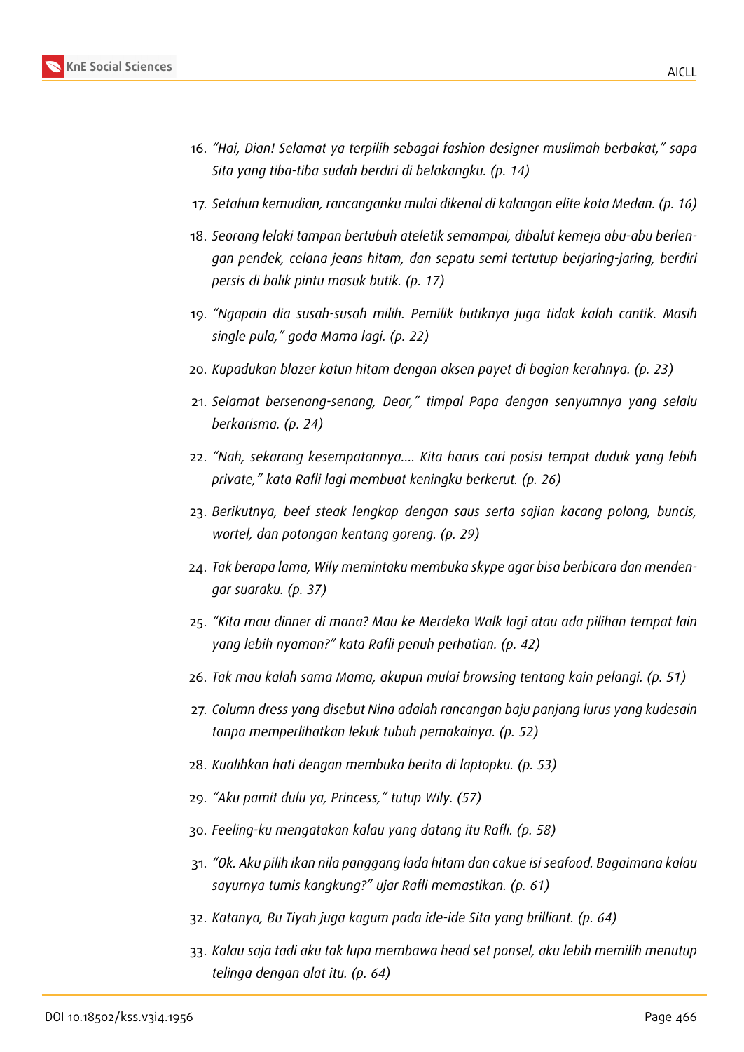16. *"Hai, Dian! Selamat ya terpilih sebagai fashion designer muslimah berbakat," sapa Sita yang tiba-tiba sudah berdiri di belakangku. (p. 14)*

17. *Setahun kemudian, rancanganku mulai dikenal di kalangan elite kota Medan. (p. 16)*

18. *Seorang lelaki tampan bertubuh ateletik semampai, dibalut kemeja abu-abu berlengan pendek, celana jeans hitam, dan sepatu semi tertutup berjaring-jaring, berdiri persis di balik pintu masuk butik. (p. 17)*

19. *"Ngapain dia susah-susah milih. Pemilik butiknya juga tidak kalah cantik. Masih single pula," goda Mama lagi. (p. 22)*

20. *Kupadukan blazer katun hitam dengan aksen payet di bagian kerahnya. (p. 23)*

21. *Selamat bersenang-senang, Dear," timpal Papa dengan senyumnya yang selalu berkarisma. (p. 24)*

22. *"Nah, sekarang kesempatannya.... Kita harus cari posisi tempat duduk yang lebih private," kata Rafli lagi membuat keningku berkerut. (p. 26)*

23. *Berikutnya, beef steak lengkap dengan saus serta sajian kacang polong, buncis, wortel, dan potongan kentang goreng. (p. 29)*

24. *Tak berapa lama, Wily memintaku membuka skype agar bisa berbicara dan mendengar suaraku. (p. 37)*

25. *"Kita mau dinner di mana? Mau ke Merdeka Walk lagi atau ada pilihan tempat lain yang lebih nyaman?" kata Rafli penuh perhatian. (p. 42)*

26. *Tak mau kalah sama Mama, akupun mulai browsing tentang kain pelangi. (p. 51)*

27. *Column dress yang disebut Nina adalah rancangan baju panjang lurus yang kudesain tanpa memperlihatkan lekuk tubuh pemakainya. (p. 52)*

28. *Kualihkan hati dengan membuka berita di laptopku. (p. 53)*

29. *"Aku pamit dulu ya, Princess," tutup Wily. (57)*

30. *Feeling-ku mengatakan kalau yang datang itu Rafli. (p. 58)*

31. *"Ok. Aku pilih ikan nila panggang lada hitam dan cakue isi seafood. Bagaimana kalau sayurnya tumis kangkung?" ujar Rafli memastikan. (p. 61)*

32. *Katanya, Bu Tiyah juga kagum pada ide-ide Sita yang brilliant. (p. 64)*

33. *Kalau saja tadi aku tak lupa membawa head set ponsel, aku lebih memilih menutup telinga dengan alat itu. (p. 64)*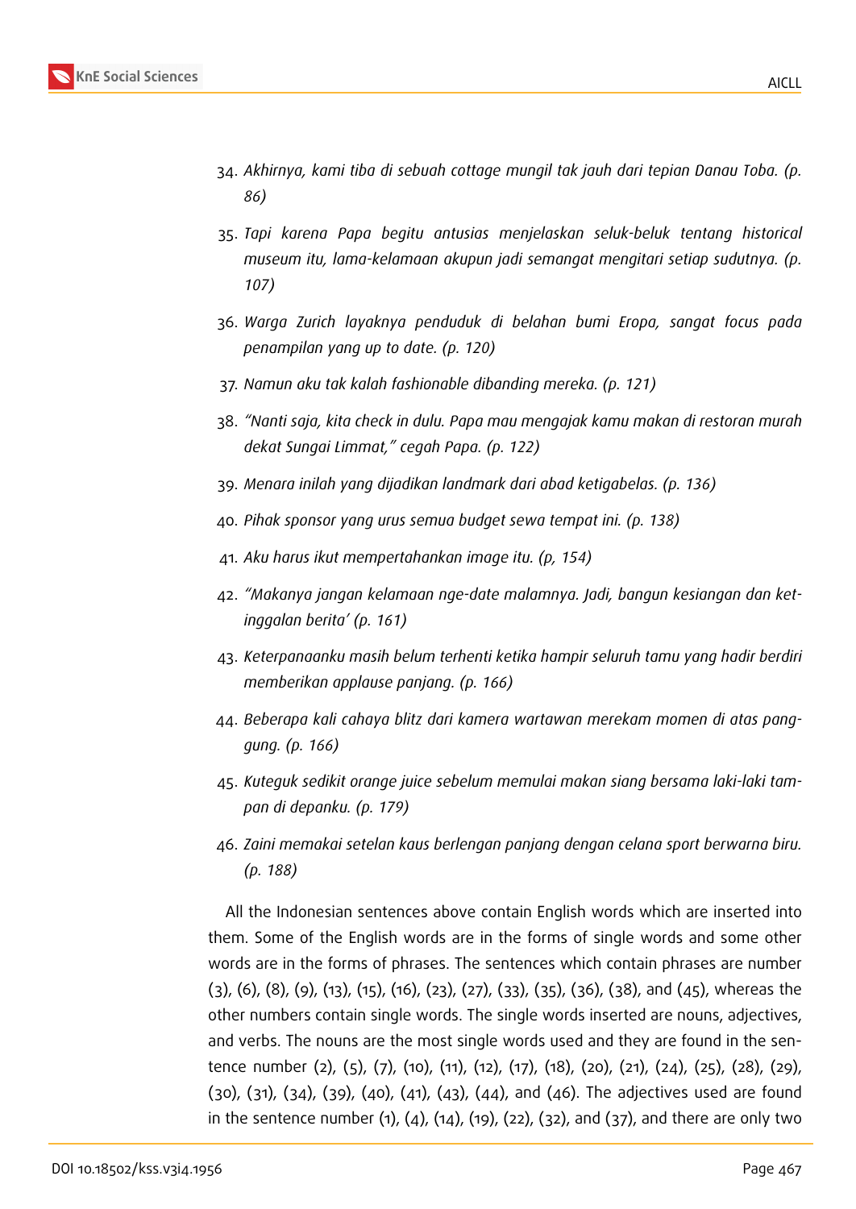34. *Akhirnya, kami tiba di sebuah cottage mungil tak jauh dari tepian Danau Toba. (p. 86)*

35. *Tapi karena Papa begitu antusias menjelaskan seluk-beluk tentang historical museum itu, lama-kelamaan akupun jadi semangat mengitari setiap sudutnya. (p. 107)*

36. *Warga Zurich layaknya penduduk di belahan bumi Eropa, sangat focus pada penampilan yang up to date. (p. 120)*

37. *Namun aku tak kalah fashionable dibanding mereka. (p. 121)*

38. *"Nanti saja, kita check in dulu. Papa mau mengajak kamu makan di restoran murah dekat Sungai Limmat," cegah Papa. (p. 122)*

39. *Menara inilah yang dijadikan landmark dari abad ketigabelas. (p. 136)*

40. *Pihak sponsor yang urus semua budget sewa tempat ini. (p. 138)*

41. *Aku harus ikut mempertahankan image itu. (p, 154)*

42. *"Makanya jangan kelamaan nge-date malamnya. Jadi, bangun kesiangan dan ketinggalan berita' (p. 161)*

43. *Keterpanaanku masih belum terhenti ketika hampir seluruh tamu yang hadir berdiri memberikan applause panjang. (p. 166)*

44. *Beberapa kali cahaya blitz dari kamera wartawan merekam momen di atas panggung. (p. 166)*

45. *Kuteguk sedikit orange juice sebelum memulai makan siang bersama laki-laki tampan di depanku. (p. 179)*

46. *Zaini memakai setelan kaus berlengan panjang dengan celana sport berwarna biru. (p. 188)*

All the Indonesian sentences above contain English words which are inserted into them. Some of the English words are in the forms of single words and some other words are in the forms of phrases. The sentences which contain phrases are number (3), (6), (8), (9), (13), (15), (16), (23), (27), (33), (35), (36), (38), and (45), whereas the other numbers contain single words. The single words inserted are nouns, adjectives, and verbs. The nouns are the most single words used and they are found in the sentence number (2), (5), (7), (10), (11), (12), (17), (18), (20), (21), (24), (25), (28), (29), (30), (31), (34), (39), (40), (41), (43), (44), and (46). The adjectives used are found in the sentence number (1), (4), (14), (19), (22), (32), and (37), and there are only two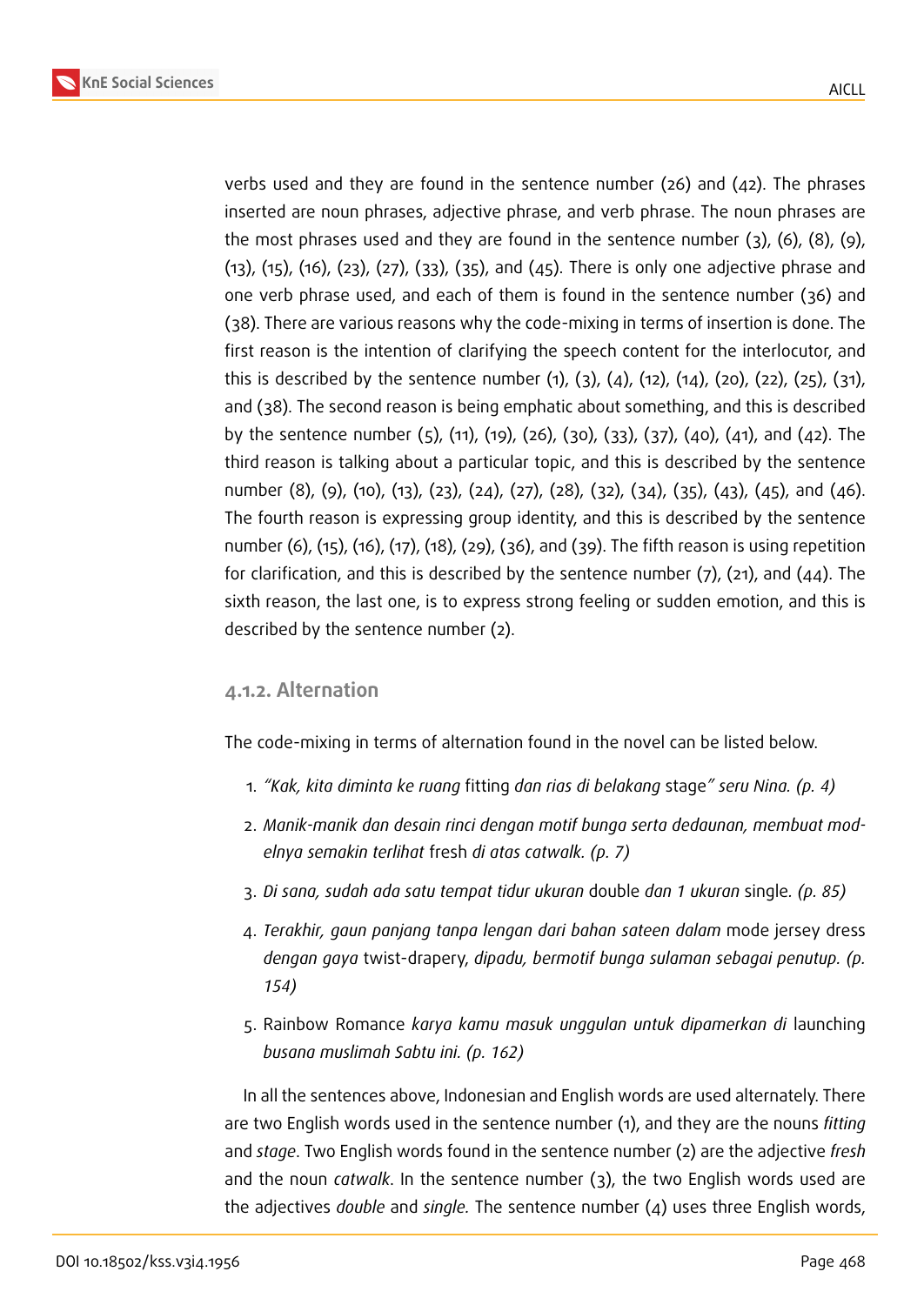verbs used and they are found in the sentence number (26) and (42). The phrases inserted are noun phrases, adjective phrase, and verb phrase. The noun phrases are the most phrases used and they are found in the sentence number (3), (6), (8), (9), (13), (15), (16), (23), (27), (33), (35), and (45). There is only one adjective phrase and one verb phrase used, and each of them is found in the sentence number (36) and (38). There are various reasons why the code-mixing in terms of insertion is done. The first reason is the intention of clarifying the speech content for the interlocutor, and this is described by the sentence number (1), (3), (4), (12), (14), (20), (22), (25), (31), and (38). The second reason is being emphatic about something, and this is described by the sentence number (5), (11), (19), (26), (30), (33), (37), (40), (41), and (42). The third reason is talking about a particular topic, and this is described by the sentence number (8), (9), (10), (13), (23), (24), (27), (28), (32), (34), (35), (43), (45), and (46). The fourth reason is expressing group identity, and this is described by the sentence number (6), (15), (16), (17), (18), (29), (36), and (39). The fifth reason is using repetition for clarification, and this is described by the sentence number (7), (21), and (44). The sixth reason, the last one, is to express strong feeling or sudden emotion, and this is described by the sentence number (2).

### 4.1.2. Alternation

The code-mixing in terms of alternation found in the novel can be listed below.

1. *"Kak, kita diminta ke ruang* fitting *dan rias di belakang* stage*" seru Nina. (p. 4)*
2. *Manik-manik dan desain rinci dengan motif bunga serta dedaunan, membuat modelnya semakin terlihat* fresh *di atas catwalk. (p. 7)*
3. *Di sana, sudah ada satu tempat tidur ukuran* double *dan 1 ukuran* single*. (p. 85)*
4. *Terakhir, gaun panjang tanpa lengan dari bahan sateen dalam* mode jersey dress *dengan gaya* twist-drapery, *dipadu, bermotif bunga sulaman sebagai penutup. (p. 154)*
5. Rainbow Romance *karya kamu masuk unggulan untuk dipamerkan di* launching *busana muslimah Sabtu ini. (p. 162)*

In all the sentences above, Indonesian and English words are used alternately. There are two English words used in the sentence number (1), and they are the nouns *fitting* and *stage*. Two English words found in the sentence number (2) are the adjective *fresh* and the noun *catwalk*. In the sentence number (3), the two English words used are the adjectives *double* and *single.* The sentence number (4) uses three English words,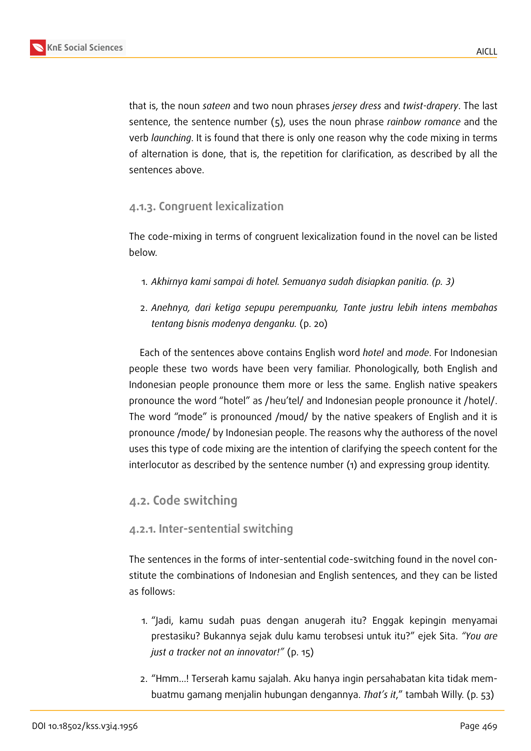that is, the noun *sateen* and two noun phrases *jersey dress* and *twist-drapery*. The last sentence, the sentence number (5), uses the noun phrase *rainbow romance* and the verb *launching*. It is found that there is only one reason why the code mixing in terms of alternation is done, that is, the repetition for clarification, as described by all the sentences above.

### 4.1.3. Congruent lexicalization

The code-mixing in terms of congruent lexicalization found in the novel can be listed below.

1. *Akhirnya kami sampai di hotel. Semuanya sudah disiapkan panitia. (p. 3)*
2. *Anehnya, dari ketiga sepupu perempuanku, Tante justru lebih intens membahas tentang bisnis modenya denganku.* (p. 20)

Each of the sentences above contains English word *hotel* and *mode*. For Indonesian people these two words have been very familiar. Phonologically, both English and Indonesian people pronounce them more or less the same. English native speakers pronounce the word "hotel" as /heu'tel/ and Indonesian people pronounce it /hotel/. The word "mode" is pronounced /moud/ by the native speakers of English and it is pronounce /mode/ by Indonesian people. The reasons why the authoress of the novel uses this type of code mixing are the intention of clarifying the speech content for the interlocutor as described by the sentence number (1) and expressing group identity.

## 4.2. Code switching

### 4.2.1. Inter-sentential switching

The sentences in the forms of inter-sentential code-switching found in the novel constitute the combinations of Indonesian and English sentences, and they can be listed as follows:

1. "Jadi, kamu sudah puas dengan anugerah itu? Enggak kepingin menyamai prestasiku? Bukannya sejak dulu kamu terobsesi untuk itu?" ejek Sita. *"You are just a tracker not an innovator!"* (p. 15)
2. "Hmm...! Terserah kamu sajalah. Aku hanya ingin persahabatan kita tidak membuatmu gamang menjalin hubungan dengannya. *That's it*," tambah Willy. (p. 53)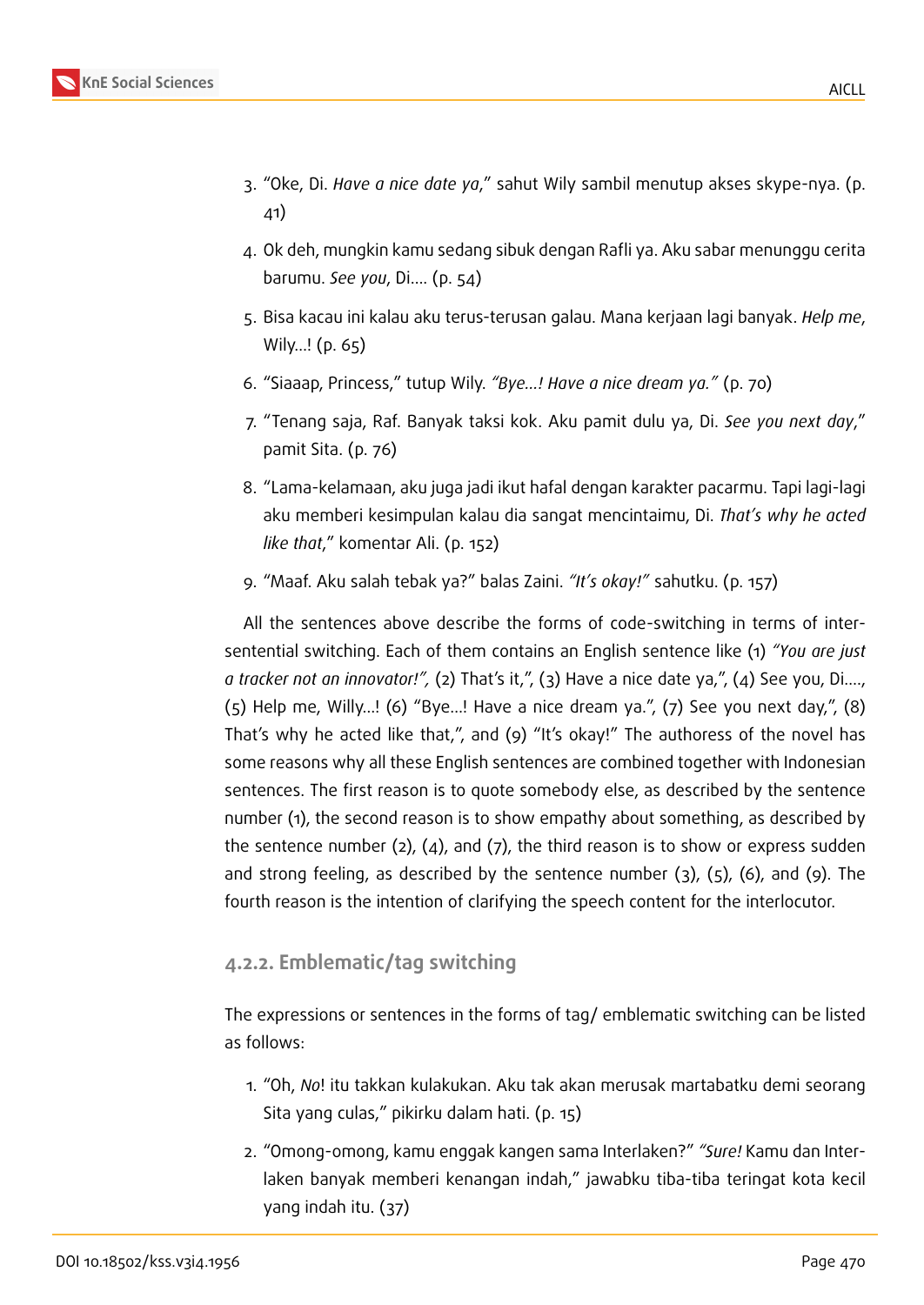3. “Oke, Di. *Have a nice date ya*,” sahut Wily sambil menutup akses skype-nya. (p. 41)

4. Ok deh, mungkin kamu sedang sibuk dengan Rafli ya. Aku sabar menunggu cerita barumu. *See you*, Di.... (p. 54)

5. Bisa kacau ini kalau aku terus-terusan galau. Mana kerjaan lagi banyak. *Help me*, Wily...! (p. 65)

6. “Siaaap, Princess,” tutup Wily. *“Bye...! Have a nice dream ya.”* (p. 70)

7. “Tenang saja, Raf. Banyak taksi kok. Aku pamit dulu ya, Di. *See you next day*,” pamit Sita. (p. 76)

8. “Lama-kelamaan, aku juga jadi ikut hafal dengan karakter pacarmu. Tapi lagi-lagi aku memberi kesimpulan kalau dia sangat mencintaimu, Di. *That’s why he acted like that*,” komentar Ali. (p. 152)

9. “Maaf. Aku salah tebak ya?” balas Zaini. *“It’s okay!”* sahutku. (p. 157)

All the sentences above describe the forms of code-switching in terms of inter-sentential switching. Each of them contains an English sentence like (1) *“You are just a tracker not an innovator!”,* (2) That’s it,”, (3) Have a nice date ya,”, (4) See you, Di....., (5) Help me, Willy...! (6) “Bye...! Have a nice dream ya.”, (7) See you next day,”, (8) That’s why he acted like that,”, and (9) “It’s okay!” The authoress of the novel has some reasons why all these English sentences are combined together with Indonesian sentences. The first reason is to quote somebody else, as described by the sentence number (1), the second reason is to show empathy about something, as described by the sentence number (2), (4), and (7), the third reason is to show or express sudden and strong feeling, as described by the sentence number (3), (5), (6), and (9). The fourth reason is the intention of clarifying the speech content for the interlocutor.

### 4.2.2. Emblematic/tag switching

The expressions or sentences in the forms of tag/ emblematic switching can be listed as follows:

1. “Oh, *No*! itu takkan kulakukan. Aku tak akan merusak martabatku demi seorang Sita yang culas,” pikirku dalam hati. (p. 15)

2. “Omong-omong, kamu enggak kangen sama Interlaken?” *“Sure!* Kamu dan Interlaken banyak memberi kenangan indah,” jawabku tiba-tiba teringat kota kecil yang indah itu. (37)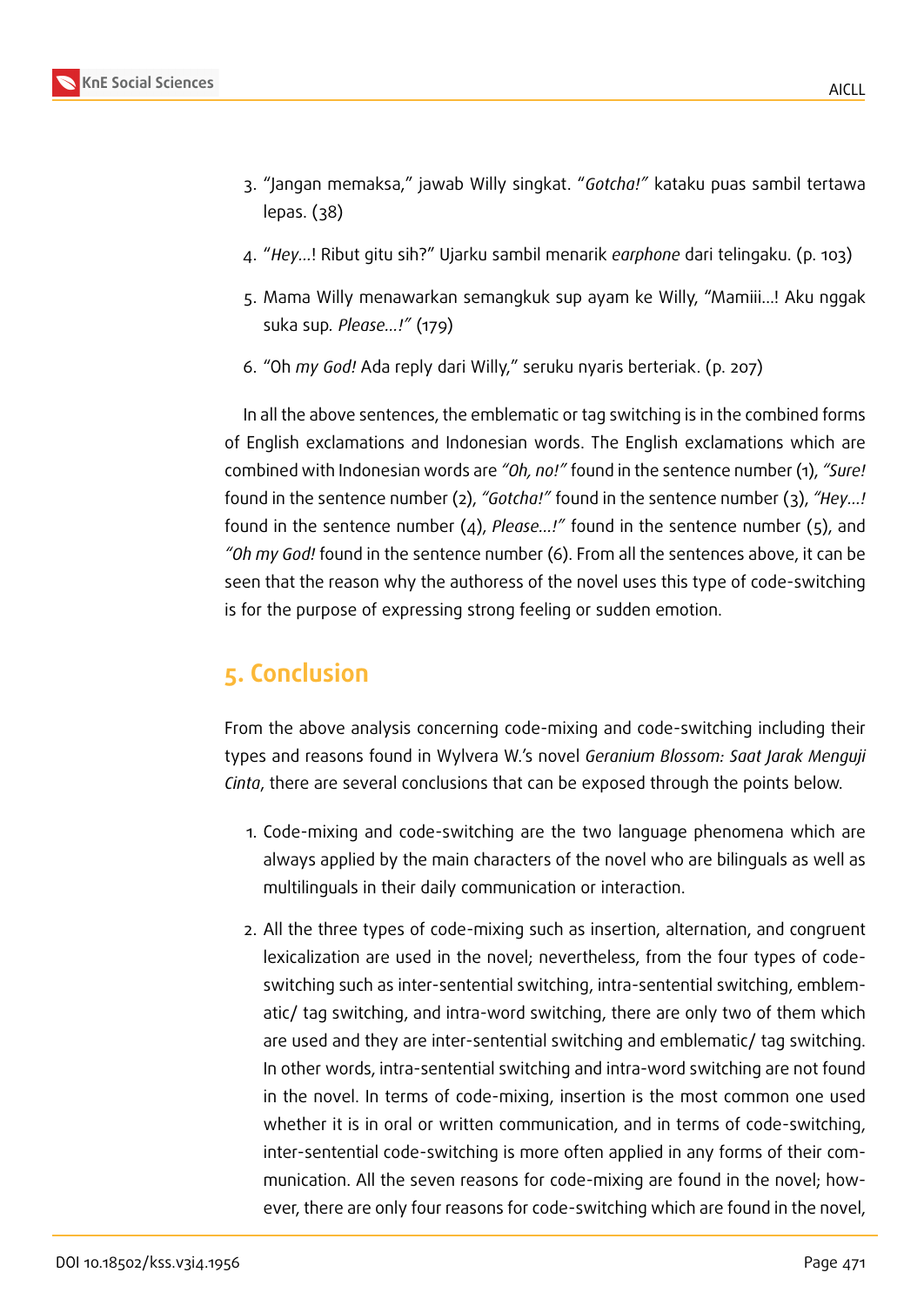3. "Jangan memaksa," jawab Willy singkat. "*Gotcha!*" kataku puas sambil tertawa lepas. (38)

4. "*Hey*...! Ribut gitu sih?" Ujarku sambil menarik *earphone* dari telingaku. (p. 103)

5. Mama Willy menawarkan semangkuk sup ayam ke Willy, "Mamiii...! Aku nggak suka sup. *Please...!"* (179)

6. "Oh *my God!* Ada reply dari Willy," seruku nyaris berteriak. (p. 207)

In all the above sentences, the emblematic or tag switching is in the combined forms of English exclamations and Indonesian words. The English exclamations which are combined with Indonesian words are *"Oh, no!"* found in the sentence number (1), *"Sure!* found in the sentence number (2), *"Gotcha!"* found in the sentence number (3), *"Hey...!* found in the sentence number (4), *Please...!"* found in the sentence number (5), and *"Oh my God!* found in the sentence number (6). From all the sentences above, it can be seen that the reason why the authoress of the novel uses this type of code-switching is for the purpose of expressing strong feeling or sudden emotion.

## 5. Conclusion

From the above analysis concerning code-mixing and code-switching including their types and reasons found in Wylvera W.'s novel *Geranium Blossom: Saat Jarak Menguji Cinta*, there are several conclusions that can be exposed through the points below.

1. Code-mixing and code-switching are the two language phenomena which are always applied by the main characters of the novel who are bilinguals as well as multilinguals in their daily communication or interaction.

2. All the three types of code-mixing such as insertion, alternation, and congruent lexicalization are used in the novel; nevertheless, from the four types of code-switching such as inter-sentential switching, intra-sentential switching, emblematic/ tag switching, and intra-word switching, there are only two of them which are used and they are inter-sentential switching and emblematic/ tag switching. In other words, intra-sentential switching and intra-word switching are not found in the novel. In terms of code-mixing, insertion is the most common one used whether it is in oral or written communication, and in terms of code-switching, inter-sentential code-switching is more often applied in any forms of their communication. All the seven reasons for code-mixing are found in the novel; however, there are only four reasons for code-switching which are found in the novel,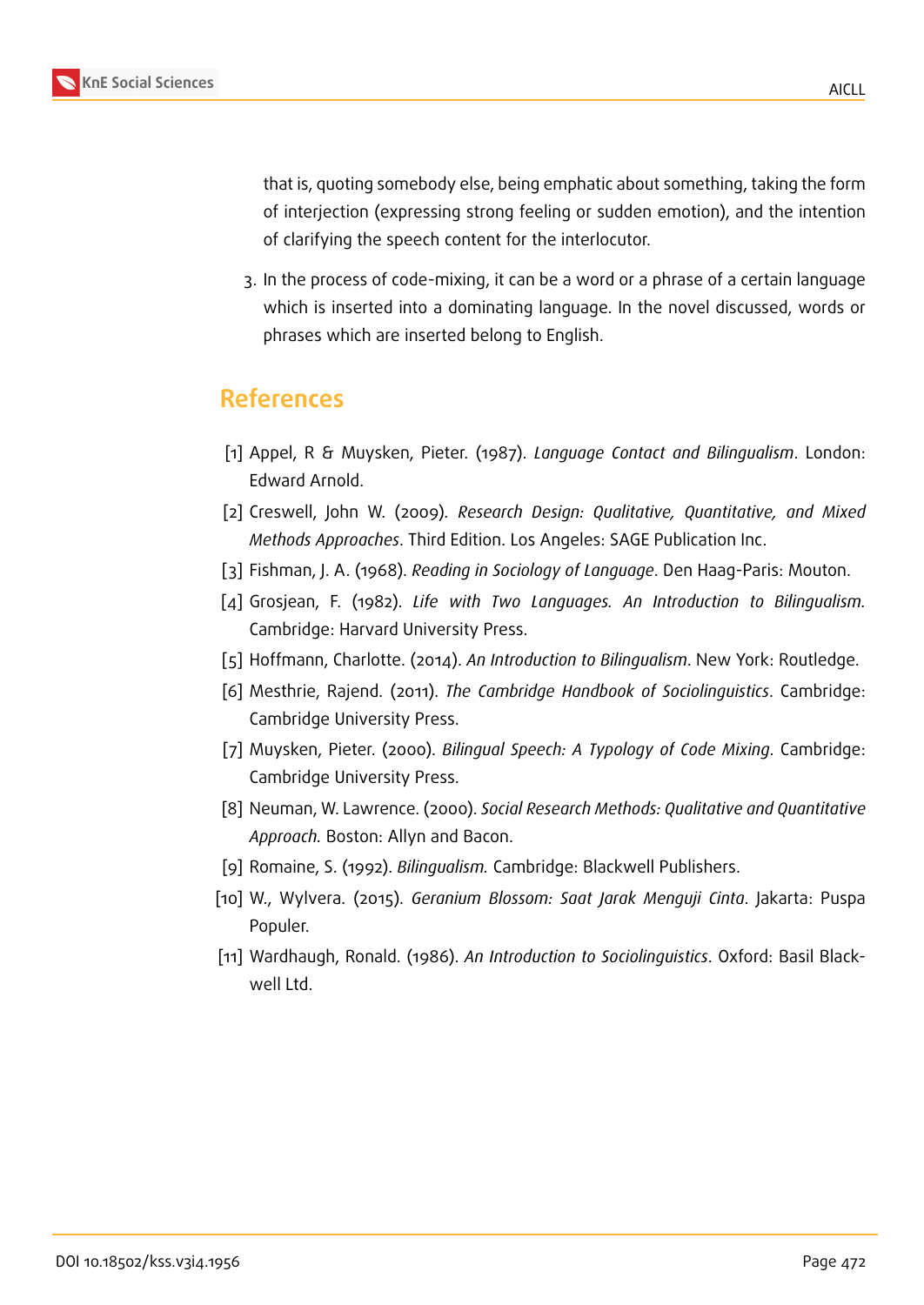that is, quoting somebody else, being emphatic about something, taking the form of interjection (expressing strong feeling or sudden emotion), and the intention of clarifying the speech content for the interlocutor.

3. In the process of code-mixing, it can be a word or a phrase of a certain language which is inserted into a dominating language. In the novel discussed, words or phrases which are inserted belong to English.

## References

[1] Appel, R & Muysken, Pieter. (1987). *Language Contact and Bilingualism*. London: Edward Arnold.

[2] Creswell, John W. (2009). *Research Design: Qualitative, Quantitative, and Mixed Methods Approaches*. Third Edition. Los Angeles: SAGE Publication Inc.

[3] Fishman, J. A. (1968). *Reading in Sociology of Language*. Den Haag-Paris: Mouton.

[4] Grosjean, F. (1982). *Life with Two Languages. An Introduction to Bilingualism.* Cambridge: Harvard University Press.

[5] Hoffmann, Charlotte. (2014). *An Introduction to Bilingualism*. New York: Routledge.

[6] Mesthrie, Rajend. (2011). *The Cambridge Handbook of Sociolinguistics*. Cambridge: Cambridge University Press.

[7] Muysken, Pieter. (2000). *Bilingual Speech: A Typology of Code Mixing*. Cambridge: Cambridge University Press.

[8] Neuman, W. Lawrence. (2000). *Social Research Methods: Qualitative and Quantitative Approach.* Boston: Allyn and Bacon.

[9] Romaine, S. (1992). *Bilingualism.* Cambridge: Blackwell Publishers.

[10] W., Wylvera. (2015). *Geranium Blossom: Saat Jarak Menguji Cinta*. Jakarta: Puspa Populer.

[11] Wardhaugh, Ronald. (1986). *An Introduction to Sociolinguistics*. Oxford: Basil Blackwell Ltd.